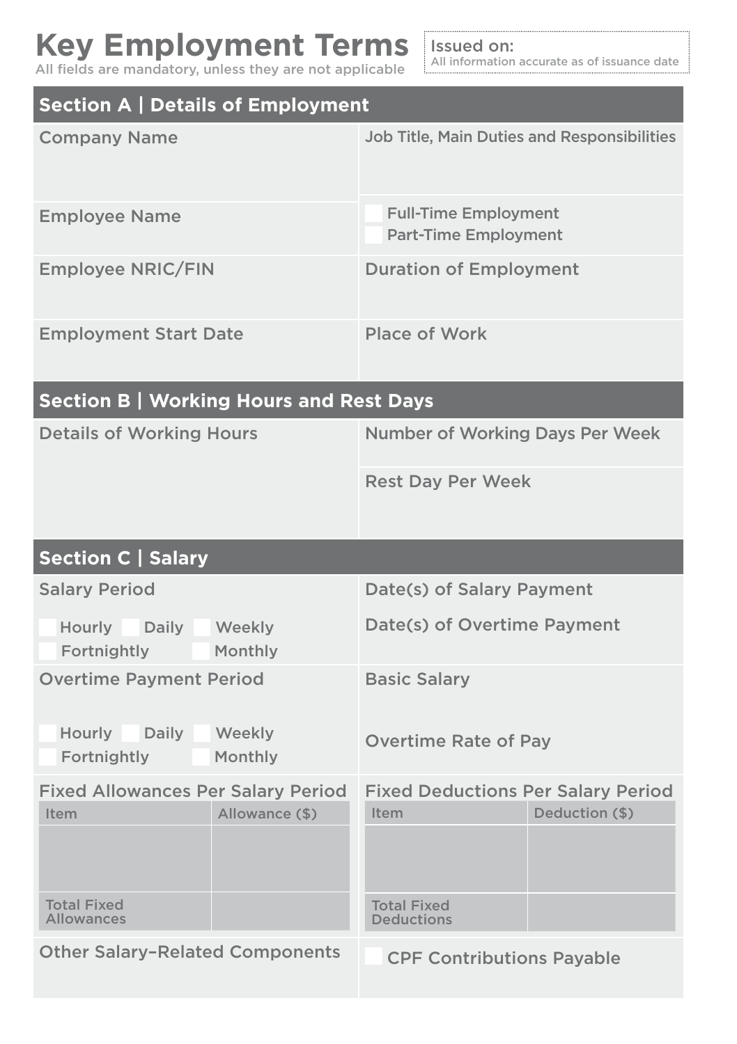# Key Employment Terms

All fields are mandatory, unless they are not applicable

**Issued on:**
All information accurate as of issuance date

## Section A | Details of Employment

| Field | Field |
|---|---|
| Company Name | Job Title, Main Duties and Responsibilities |
| Employee Name | ☐ Full-Time Employment<br>☐ Part-Time Employment |
| Employee NRIC/FIN | Duration of Employment |
| Employment Start Date | Place of Work |

## Section B | Working Hours and Rest Days

| Field | Field |
|---|---|
| Details of Working Hours | Number of Working Days Per Week |
| | Rest Day Per Week |

## Section C | Salary

| Field | Field |
|---|---|
| Salary Period<br>☐ Hourly ☐ Daily ☐ Weekly<br>☐ Fortnightly ☐ Monthly | Date(s) of Salary Payment<br><br>Date(s) of Overtime Payment |
| Overtime Payment Period<br>☐ Hourly ☐ Daily ☐ Weekly<br>☐ Fortnightly ☐ Monthly | Basic Salary<br><br>Overtime Rate of Pay |

**Fixed Allowances Per Salary Period**

| Item | Allowance ($) |
|---|---|
| | |
| Total Fixed Allowances | |

**Fixed Deductions Per Salary Period**

| Item | Deduction ($) |
|---|---|
| | |
| Total Fixed Deductions | |

| Field | Field |
|---|---|
| Other Salary-Related Components | ☐ CPF Contributions Payable |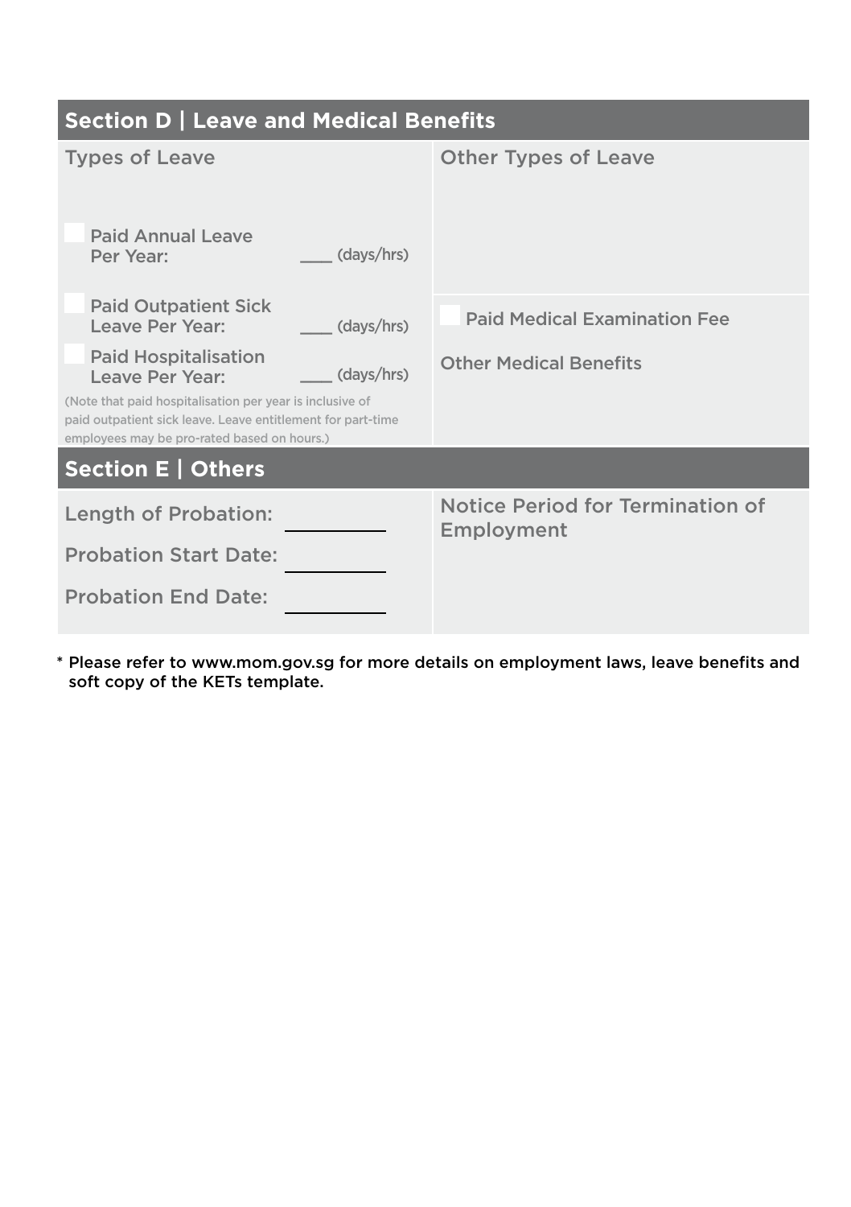## Section D | Leave and Medical Benefits

### Types of Leave

- Paid Annual Leave Per Year: ____ (days/hrs)
- Paid Outpatient Sick Leave Per Year: ____ (days/hrs)
- Paid Hospitalisation Leave Per Year: ____ (days/hrs)

(Note that paid hospitalisation per year is inclusive of paid outpatient sick leave. Leave entitlement for part-time employees may be pro-rated based on hours.)

### Other Types of Leave

- Paid Medical Examination Fee

### Other Medical Benefits

## Section E | Others

Length of Probation: ________

Probation Start Date: ________

Probation End Date: ________

### Notice Period for Termination of Employment

* Please refer to www.mom.gov.sg for more details on employment laws, leave benefits and soft copy of the KETs template.